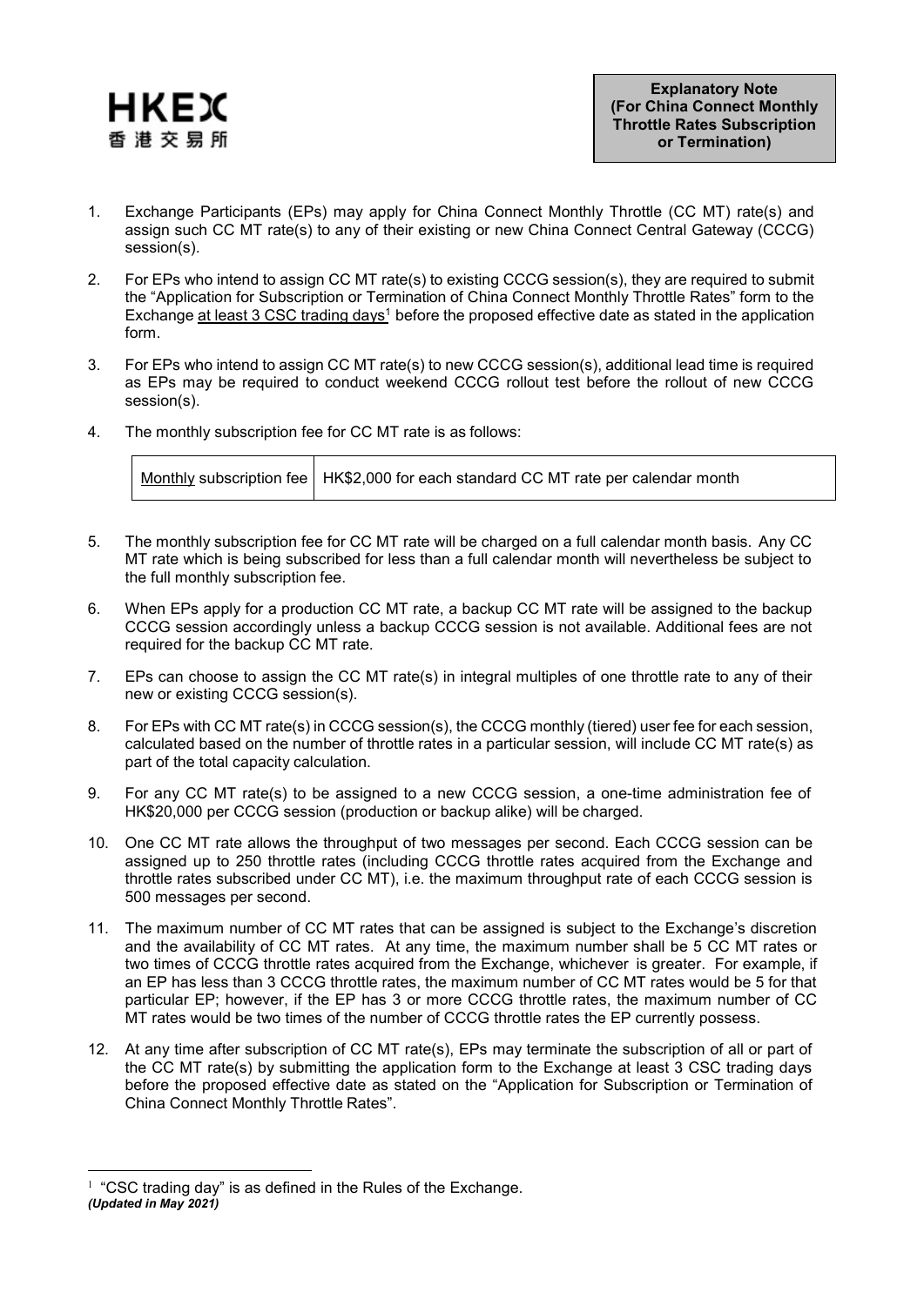HKEX
香港交易所

**Explanatory Note (For China Connect Monthly Throttle Rates Subscription or Termination)**

1. Exchange Participants (EPs) may apply for China Connect Monthly Throttle (CC MT) rate(s) and assign such CC MT rate(s) to any of their existing or new China Connect Central Gateway (CCCG) session(s).

2. For EPs who intend to assign CC MT rate(s) to existing CCCG session(s), they are required to submit the "Application for Subscription or Termination of China Connect Monthly Throttle Rates" form to the Exchange <u>at least 3 CSC trading days</u>[1] before the proposed effective date as stated in the application form.

3. For EPs who intend to assign CC MT rate(s) to new CCCG session(s), additional lead time is required as EPs may be required to conduct weekend CCCG rollout test before the rollout of new CCCG session(s).

4. The monthly subscription fee for CC MT rate is as follows:

| <u>Monthly</u> subscription fee | HK$2,000 for each standard CC MT rate per calendar month |
|---|---|

5. The monthly subscription fee for CC MT rate will be charged on a full calendar month basis. Any CC MT rate which is being subscribed for less than a full calendar month will nevertheless be subject to the full monthly subscription fee.

6. When EPs apply for a production CC MT rate, a backup CC MT rate will be assigned to the backup CCCG session accordingly unless a backup CCCG session is not available. Additional fees are not required for the backup CC MT rate.

7. EPs can choose to assign the CC MT rate(s) in integral multiples of one throttle rate to any of their new or existing CCCG session(s).

8. For EPs with CC MT rate(s) in CCCG session(s), the CCCG monthly (tiered) user fee for each session, calculated based on the number of throttle rates in a particular session, will include CC MT rate(s) as part of the total capacity calculation.

9. For any CC MT rate(s) to be assigned to a new CCCG session, a one-time administration fee of HK$20,000 per CCCG session (production or backup alike) will be charged.

10. One CC MT rate allows the throughput of two messages per second. Each CCCG session can be assigned up to 250 throttle rates (including CCCG throttle rates acquired from the Exchange and throttle rates subscribed under CC MT), i.e. the maximum throughput rate of each CCCG session is 500 messages per second.

11. The maximum number of CC MT rates that can be assigned is subject to the Exchange's discretion and the availability of CC MT rates. At any time, the maximum number shall be 5 CC MT rates or two times of CCCG throttle rates acquired from the Exchange, whichever is greater. For example, if an EP has less than 3 CCCG throttle rates, the maximum number of CC MT rates would be 5 for that particular EP; however, if the EP has 3 or more CCCG throttle rates, the maximum number of CC MT rates would be two times of the number of CCCG throttle rates the EP currently possess.

12. At any time after subscription of CC MT rate(s), EPs may terminate the subscription of all or part of the CC MT rate(s) by submitting the application form to the Exchange at least 3 CSC trading days before the proposed effective date as stated on the "Application for Subscription or Termination of China Connect Monthly Throttle Rates".

[1] "CSC trading day" is as defined in the Rules of the Exchange.

*(Updated in May 2021)*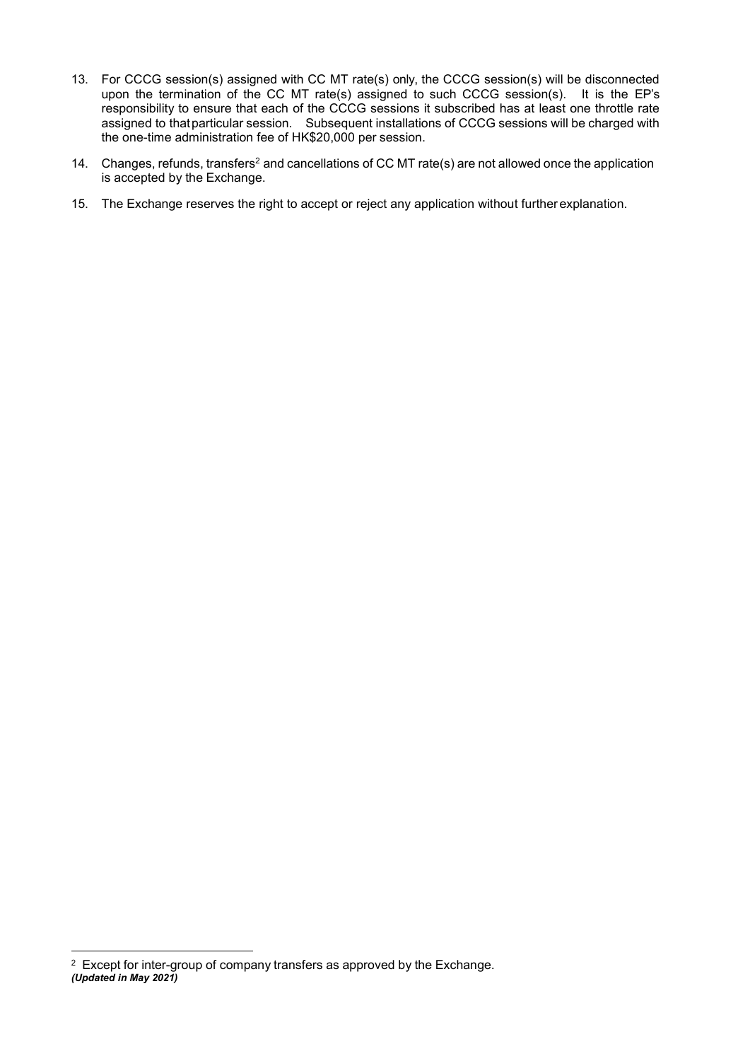13. For CCCG session(s) assigned with CC MT rate(s) only, the CCCG session(s) will be disconnected upon the termination of the CC MT rate(s) assigned to such CCCG session(s). It is the EP's responsibility to ensure that each of the CCCG sessions it subscribed has at least one throttle rate assigned to that particular session. Subsequent installations of CCCG sessions will be charged with the one-time administration fee of HK$20,000 per session.

14. Changes, refunds, transfers[2] and cancellations of CC MT rate(s) are not allowed once the application is accepted by the Exchange.

15. The Exchange reserves the right to accept or reject any application without further explanation.

---

[2] Except for inter-group of company transfers as approved by the Exchange.

***(Updated in May 2021)***